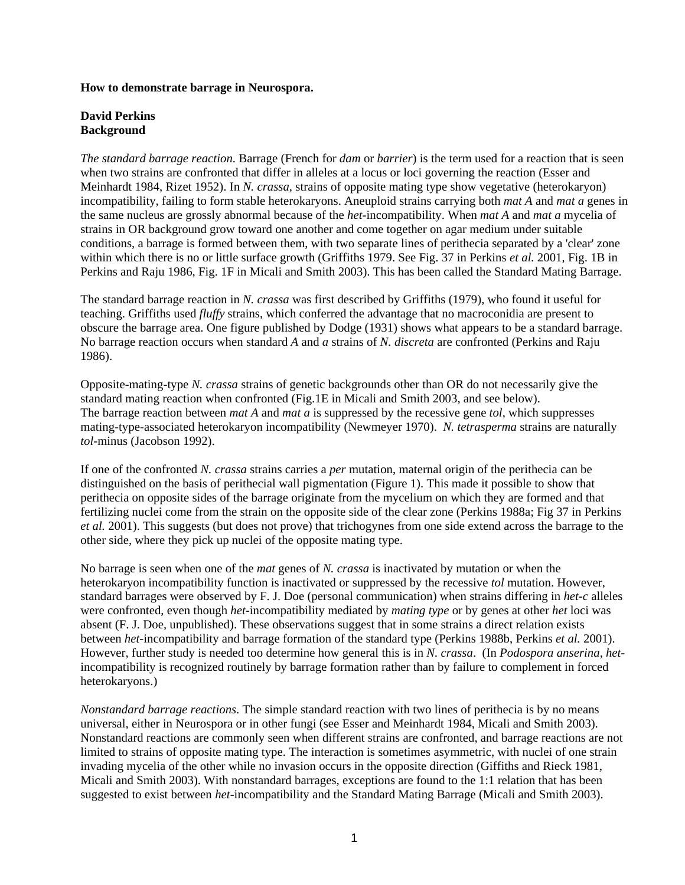**How to demonstrate barrage in Neurospora.**

**David Perkins**
**Background**

*The standard barrage reaction*. Barrage (French for *dam* or *barrier*) is the term used for a reaction that is seen when two strains are confronted that differ in alleles at a locus or loci governing the reaction (Esser and Meinhardt 1984, Rizet 1952). In *N. crassa*, strains of opposite mating type show vegetative (heterokaryon) incompatibility, failing to form stable heterokaryons. Aneuploid strains carrying both *mat A* and *mat a* genes in the same nucleus are grossly abnormal because of the *het*-incompatibility. When *mat A* and *mat a* mycelia of strains in OR background grow toward one another and come together on agar medium under suitable conditions, a barrage is formed between them, with two separate lines of perithecia separated by a 'clear' zone within which there is no or little surface growth (Griffiths 1979. See Fig. 37 in Perkins *et al.* 2001, Fig. 1B in Perkins and Raju 1986, Fig. 1F in Micali and Smith 2003). This has been called the Standard Mating Barrage.

The standard barrage reaction in *N. crassa* was first described by Griffiths (1979), who found it useful for teaching. Griffiths used *fluffy* strains, which conferred the advantage that no macroconidia are present to obscure the barrage area. One figure published by Dodge (1931) shows what appears to be a standard barrage. No barrage reaction occurs when standard *A* and *a* strains of *N. discreta* are confronted (Perkins and Raju 1986).

Opposite-mating-type *N. crassa* strains of genetic backgrounds other than OR do not necessarily give the standard mating reaction when confronted (Fig.1E in Micali and Smith 2003, and see below).
The barrage reaction between *mat A* and *mat a* is suppressed by the recessive gene *tol*, which suppresses mating-type-associated heterokaryon incompatibility (Newmeyer 1970). *N. tetrasperma* strains are naturally *tol*-minus (Jacobson 1992).

If one of the confronted *N. crassa* strains carries a *per* mutation, maternal origin of the perithecia can be distinguished on the basis of perithecial wall pigmentation (Figure 1). This made it possible to show that perithecia on opposite sides of the barrage originate from the mycelium on which they are formed and that fertilizing nuclei come from the strain on the opposite side of the clear zone (Perkins 1988a; Fig 37 in Perkins *et al.* 2001). This suggests (but does not prove) that trichogynes from one side extend across the barrage to the other side, where they pick up nuclei of the opposite mating type.

No barrage is seen when one of the *mat* genes of *N. crassa* is inactivated by mutation or when the heterokaryon incompatibility function is inactivated or suppressed by the recessive *tol* mutation. However, standard barrages were observed by F. J. Doe (personal communication) when strains differing in *het-c* alleles were confronted, even though *het*-incompatibility mediated by *mating type* or by genes at other *het* loci was absent (F. J. Doe, unpublished). These observations suggest that in some strains a direct relation exists between *het*-incompatibility and barrage formation of the standard type (Perkins 1988b, Perkins *et al.* 2001). However, further study is needed too determine how general this is in *N. crassa*. (In *Podospora anserina*, *het*-incompatibility is recognized routinely by barrage formation rather than by failure to complement in forced heterokaryons.)

*Nonstandard barrage reactions*. The simple standard reaction with two lines of perithecia is by no means universal, either in Neurospora or in other fungi (see Esser and Meinhardt 1984, Micali and Smith 2003). Nonstandard reactions are commonly seen when different strains are confronted, and barrage reactions are not limited to strains of opposite mating type. The interaction is sometimes asymmetric, with nuclei of one strain invading mycelia of the other while no invasion occurs in the opposite direction (Giffiths and Rieck 1981, Micali and Smith 2003). With nonstandard barrages, exceptions are found to the 1:1 relation that has been suggested to exist between *het*-incompatibility and the Standard Mating Barrage (Micali and Smith 2003).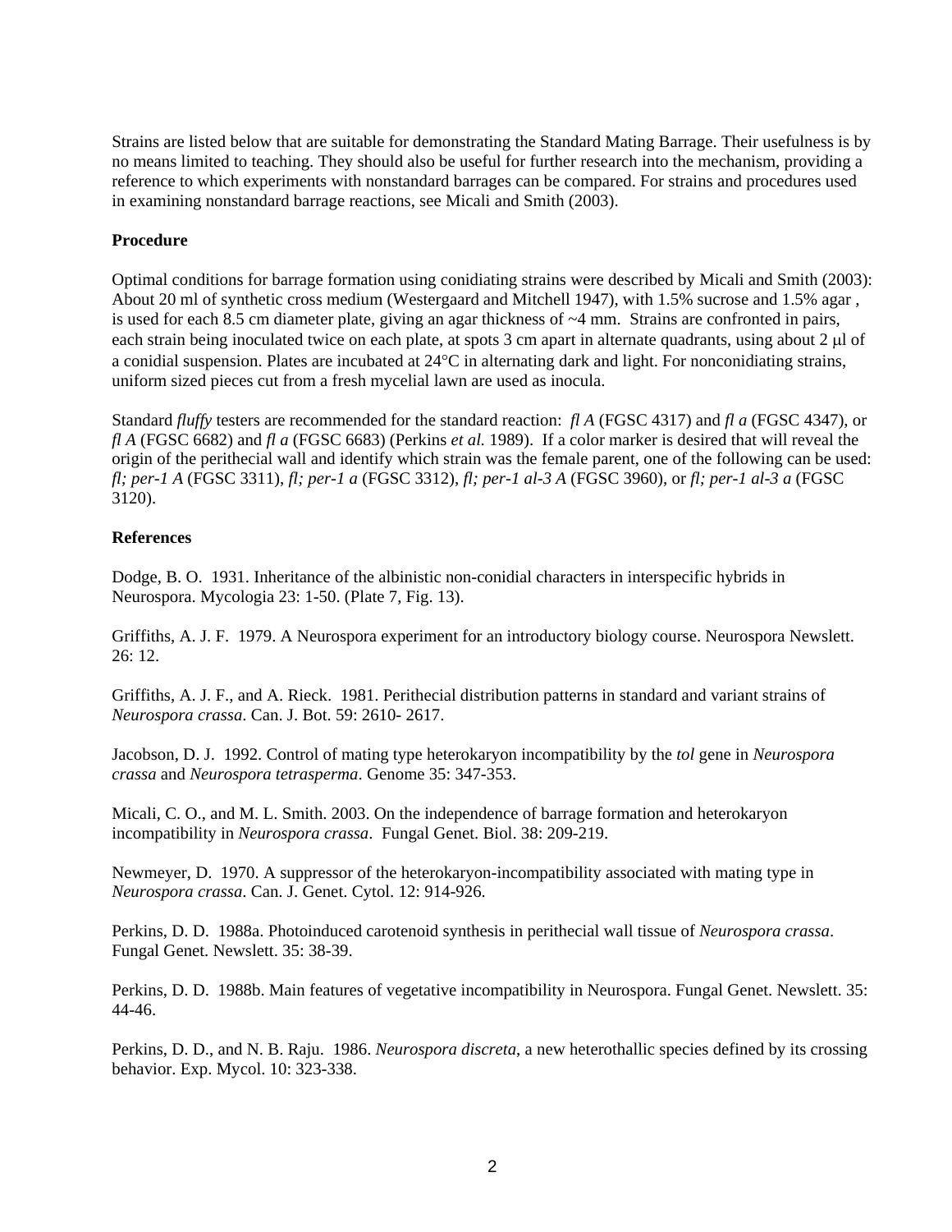Strains are listed below that are suitable for demonstrating the Standard Mating Barrage. Their usefulness is by no means limited to teaching. They should also be useful for further research into the mechanism, providing a reference to which experiments with nonstandard barrages can be compared. For strains and procedures used in examining nonstandard barrage reactions, see Micali and Smith (2003).

**Procedure**

Optimal conditions for barrage formation using conidiating strains were described by Micali and Smith (2003): About 20 ml of synthetic cross medium (Westergaard and Mitchell 1947), with 1.5% sucrose and 1.5% agar , is used for each 8.5 cm diameter plate, giving an agar thickness of ~4 mm. Strains are confronted in pairs, each strain being inoculated twice on each plate, at spots 3 cm apart in alternate quadrants, using about 2 μl of a conidial suspension. Plates are incubated at 24°C in alternating dark and light. For nonconidiating strains, uniform sized pieces cut from a fresh mycelial lawn are used as inocula.

Standard *fluffy* testers are recommended for the standard reaction: *fl A* (FGSC 4317) and *fl a* (FGSC 4347), or *fl A* (FGSC 6682) and *fl a* (FGSC 6683) (Perkins *et al.* 1989). If a color marker is desired that will reveal the origin of the perithecial wall and identify which strain was the female parent, one of the following can be used: *fl; per-1 A* (FGSC 3311), *fl; per-1 a* (FGSC 3312), *fl; per-1 al-3 A* (FGSC 3960), or *fl; per-1 al-3 a* (FGSC 3120).

**References**

Dodge, B. O. 1931. Inheritance of the albinistic non-conidial characters in interspecific hybrids in Neurospora. Mycologia 23: 1-50. (Plate 7, Fig. 13).

Griffiths, A. J. F. 1979. A Neurospora experiment for an introductory biology course. Neurospora Newslett. 26: 12.

Griffiths, A. J. F., and A. Rieck. 1981. Perithecial distribution patterns in standard and variant strains of *Neurospora crassa*. Can. J. Bot. 59: 2610- 2617.

Jacobson, D. J. 1992. Control of mating type heterokaryon incompatibility by the *tol* gene in *Neurospora crassa* and *Neurospora tetrasperma*. Genome 35: 347-353.

Micali, C. O., and M. L. Smith. 2003. On the independence of barrage formation and heterokaryon incompatibility in *Neurospora crassa*. Fungal Genet. Biol. 38: 209-219.

Newmeyer, D. 1970. A suppressor of the heterokaryon-incompatibility associated with mating type in *Neurospora crassa*. Can. J. Genet. Cytol. 12: 914-926.

Perkins, D. D. 1988a. Photoinduced carotenoid synthesis in perithecial wall tissue of *Neurospora crassa*. Fungal Genet. Newslett. 35: 38-39.

Perkins, D. D. 1988b. Main features of vegetative incompatibility in Neurospora. Fungal Genet. Newslett. 35: 44-46.

Perkins, D. D., and N. B. Raju. 1986. *Neurospora discreta*, a new heterothallic species defined by its crossing behavior. Exp. Mycol. 10: 323-338.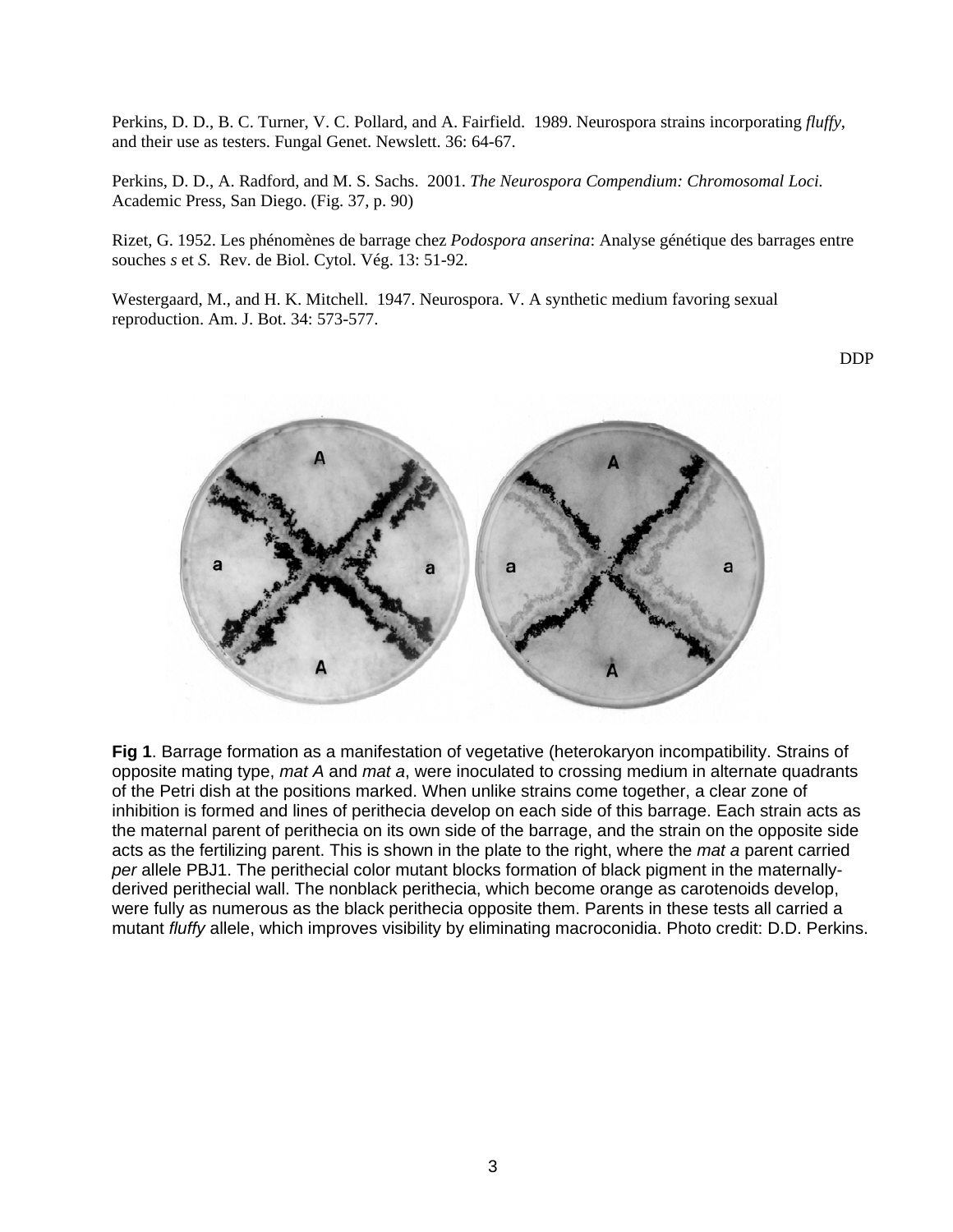Perkins, D. D., B. C. Turner, V. C. Pollard, and A. Fairfield. 1989. Neurospora strains incorporating *fluffy*, and their use as testers. Fungal Genet. Newslett. 36: 64-67.

Perkins, D. D., A. Radford, and M. S. Sachs. 2001. *The Neurospora Compendium: Chromosomal Loci.* Academic Press, San Diego. (Fig. 37, p. 90)

Rizet, G. 1952. Les phénomènes de barrage chez *Podospora anserina*: Analyse génétique des barrages entre souches *s* et *S*. Rev. de Biol. Cytol. Vég. 13: 51-92.

Westergaard, M., and H. K. Mitchell. 1947. Neurospora. V. A synthetic medium favoring sexual reproduction. Am. J. Bot. 34: 573-577.

DDP

A

a

a

A

A

a

a

A

**Fig 1**. Barrage formation as a manifestation of vegetative (heterokaryon incompatibility. Strains of opposite mating type, *mat A* and *mat a*, were inoculated to crossing medium in alternate quadrants of the Petri dish at the positions marked. When unlike strains come together, a clear zone of inhibition is formed and lines of perithecia develop on each side of this barrage. Each strain acts as the maternal parent of perithecia on its own side of the barrage, and the strain on the opposite side acts as the fertilizing parent. This is shown in the plate to the right, where the *mat a* parent carried *per* allele PBJ1. The perithecial color mutant blocks formation of black pigment in the maternally-derived perithecial wall. The nonblack perithecia, which become orange as carotenoids develop, were fully as numerous as the black perithecia opposite them. Parents in these tests all carried a mutant *fluffy* allele, which improves visibility by eliminating macroconidia. Photo credit: D.D. Perkins.